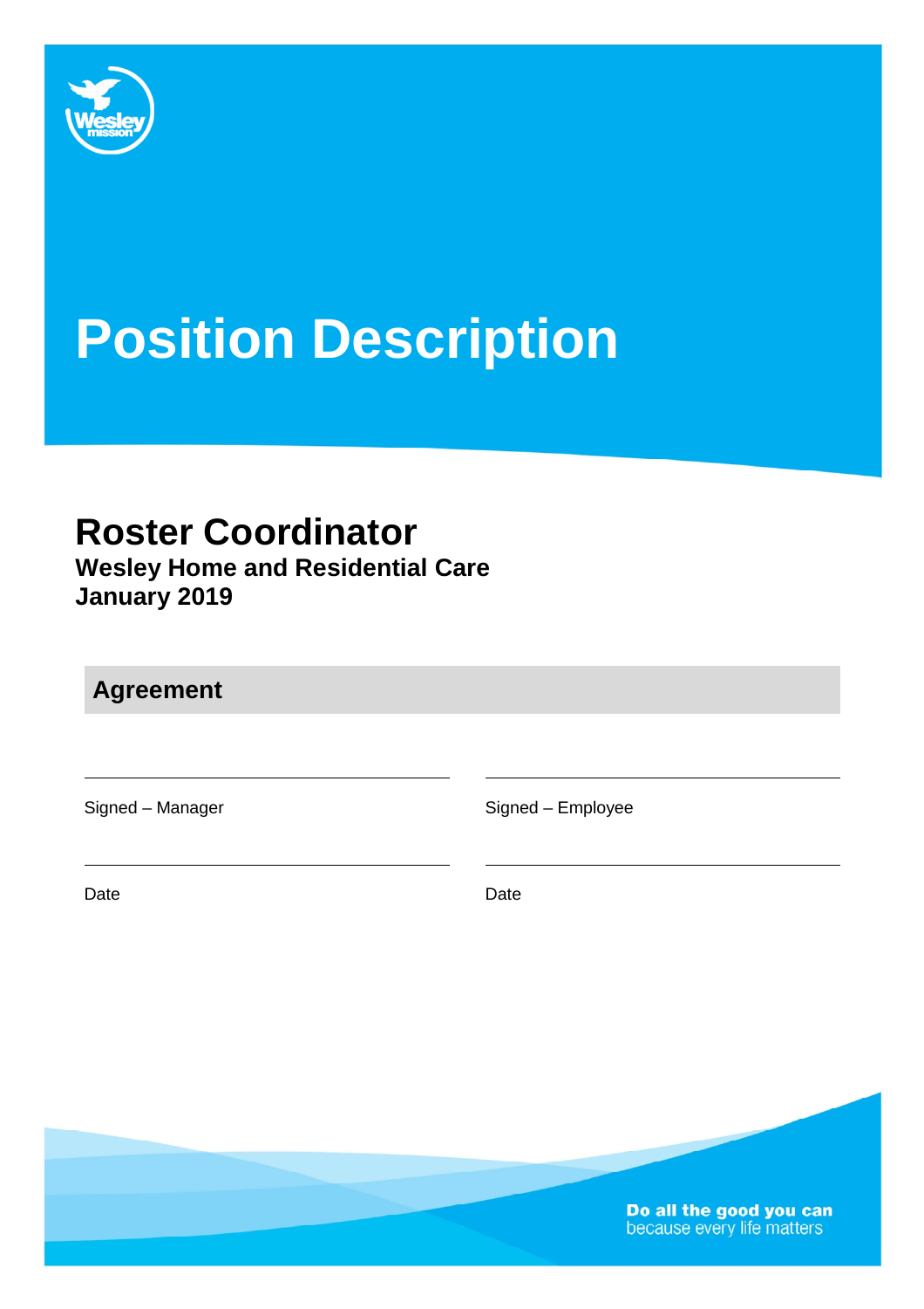# Position Description

## Roster Coordinator

**Wesley Home and Residential Care**
**January 2019**

### Agreement

| | |
|---|---|
| Signed – Manager | Signed – Employee |
| Date | Date |

**Do all the good you can**
because every life matters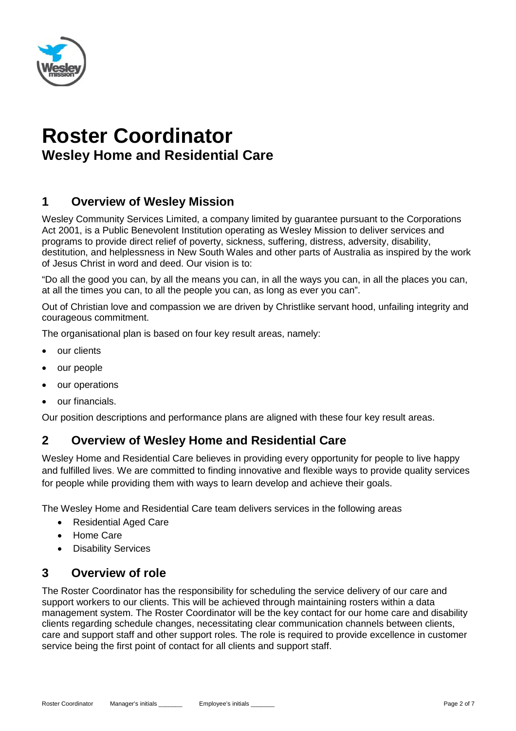# Roster Coordinator

## Wesley Home and Residential Care

## 1 Overview of Wesley Mission

Wesley Community Services Limited, a company limited by guarantee pursuant to the Corporations Act 2001, is a Public Benevolent Institution operating as Wesley Mission to deliver services and programs to provide direct relief of poverty, sickness, suffering, distress, adversity, disability, destitution, and helplessness in New South Wales and other parts of Australia as inspired by the work of Jesus Christ in word and deed. Our vision is to:

"Do all the good you can, by all the means you can, in all the ways you can, in all the places you can, at all the times you can, to all the people you can, as long as ever you can".

Out of Christian love and compassion we are driven by Christlike servant hood, unfailing integrity and courageous commitment.

The organisational plan is based on four key result areas, namely:

- our clients
- our people
- our operations
- our financials.

Our position descriptions and performance plans are aligned with these four key result areas.

## 2 Overview of Wesley Home and Residential Care

Wesley Home and Residential Care believes in providing every opportunity for people to live happy and fulfilled lives. We are committed to finding innovative and flexible ways to provide quality services for people while providing them with ways to learn develop and achieve their goals.

The Wesley Home and Residential Care team delivers services in the following areas

- Residential Aged Care
- Home Care
- Disability Services

## 3 Overview of role

The Roster Coordinator has the responsibility for scheduling the service delivery of our care and support workers to our clients. This will be achieved through maintaining rosters within a data management system. The Roster Coordinator will be the key contact for our home care and disability clients regarding schedule changes, necessitating clear communication channels between clients, care and support staff and other support roles. The role is required to provide excellence in customer service being the first point of contact for all clients and support staff.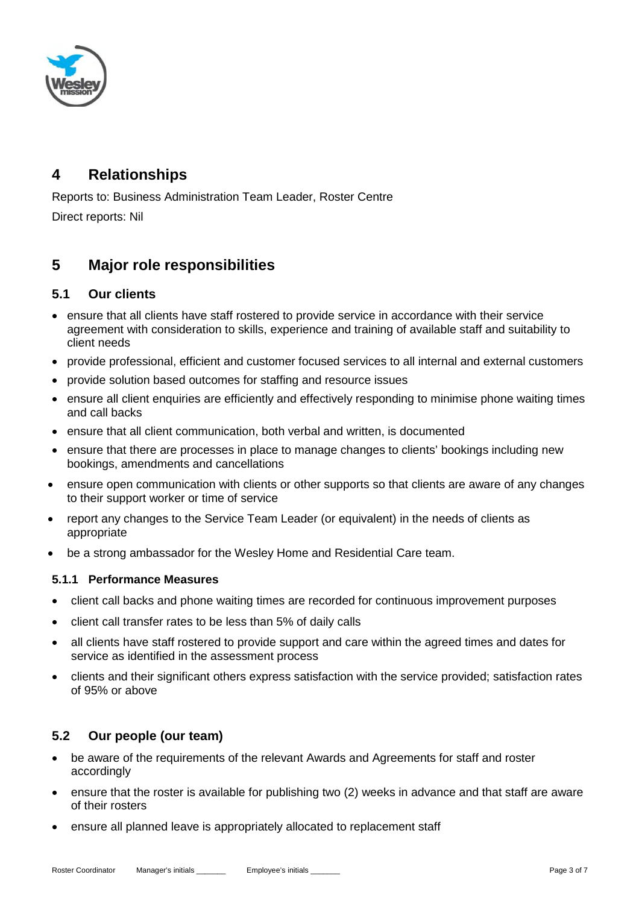## 4 Relationships

Reports to: Business Administration Team Leader, Roster Centre

Direct reports: Nil

## 5 Major role responsibilities

### 5.1 Our clients

- ensure that all clients have staff rostered to provide service in accordance with their service agreement with consideration to skills, experience and training of available staff and suitability to client needs
- provide professional, efficient and customer focused services to all internal and external customers
- provide solution based outcomes for staffing and resource issues
- ensure all client enquiries are efficiently and effectively responding to minimise phone waiting times and call backs
- ensure that all client communication, both verbal and written, is documented
- ensure that there are processes in place to manage changes to clients' bookings including new bookings, amendments and cancellations
- ensure open communication with clients or other supports so that clients are aware of any changes to their support worker or time of service
- report any changes to the Service Team Leader (or equivalent) in the needs of clients as appropriate
- be a strong ambassador for the Wesley Home and Residential Care team.

#### 5.1.1 Performance Measures

- client call backs and phone waiting times are recorded for continuous improvement purposes
- client call transfer rates to be less than 5% of daily calls
- all clients have staff rostered to provide support and care within the agreed times and dates for service as identified in the assessment process
- clients and their significant others express satisfaction with the service provided; satisfaction rates of 95% or above

### 5.2 Our people (our team)

- be aware of the requirements of the relevant Awards and Agreements for staff and roster accordingly
- ensure that the roster is available for publishing two (2) weeks in advance and that staff are aware of their rosters
- ensure all planned leave is appropriately allocated to replacement staff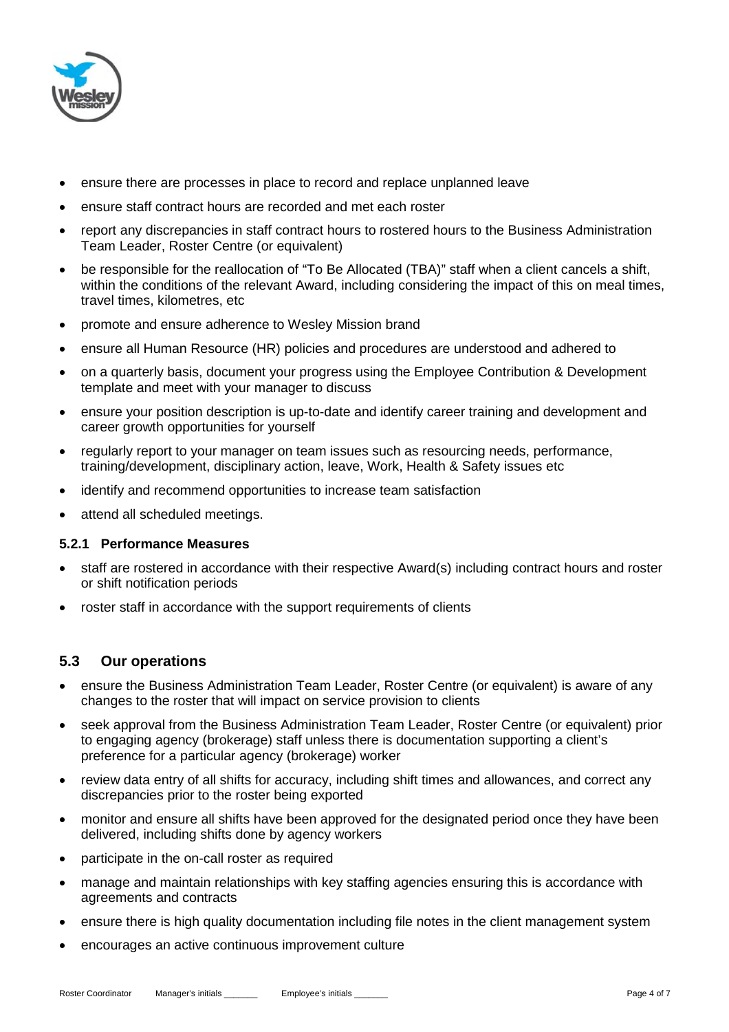- ensure there are processes in place to record and replace unplanned leave
- ensure staff contract hours are recorded and met each roster
- report any discrepancies in staff contract hours to rostered hours to the Business Administration Team Leader, Roster Centre (or equivalent)
- be responsible for the reallocation of "To Be Allocated (TBA)" staff when a client cancels a shift, within the conditions of the relevant Award, including considering the impact of this on meal times, travel times, kilometres, etc
- promote and ensure adherence to Wesley Mission brand
- ensure all Human Resource (HR) policies and procedures are understood and adhered to
- on a quarterly basis, document your progress using the Employee Contribution & Development template and meet with your manager to discuss
- ensure your position description is up-to-date and identify career training and development and career growth opportunities for yourself
- regularly report to your manager on team issues such as resourcing needs, performance, training/development, disciplinary action, leave, Work, Health & Safety issues etc
- identify and recommend opportunities to increase team satisfaction
- attend all scheduled meetings.

#### 5.2.1 Performance Measures

- staff are rostered in accordance with their respective Award(s) including contract hours and roster or shift notification periods
- roster staff in accordance with the support requirements of clients

### 5.3 Our operations

- ensure the Business Administration Team Leader, Roster Centre (or equivalent) is aware of any changes to the roster that will impact on service provision to clients
- seek approval from the Business Administration Team Leader, Roster Centre (or equivalent) prior to engaging agency (brokerage) staff unless there is documentation supporting a client's preference for a particular agency (brokerage) worker
- review data entry of all shifts for accuracy, including shift times and allowances, and correct any discrepancies prior to the roster being exported
- monitor and ensure all shifts have been approved for the designated period once they have been delivered, including shifts done by agency workers
- participate in the on-call roster as required
- manage and maintain relationships with key staffing agencies ensuring this is accordance with agreements and contracts
- ensure there is high quality documentation including file notes in the client management system
- encourages an active continuous improvement culture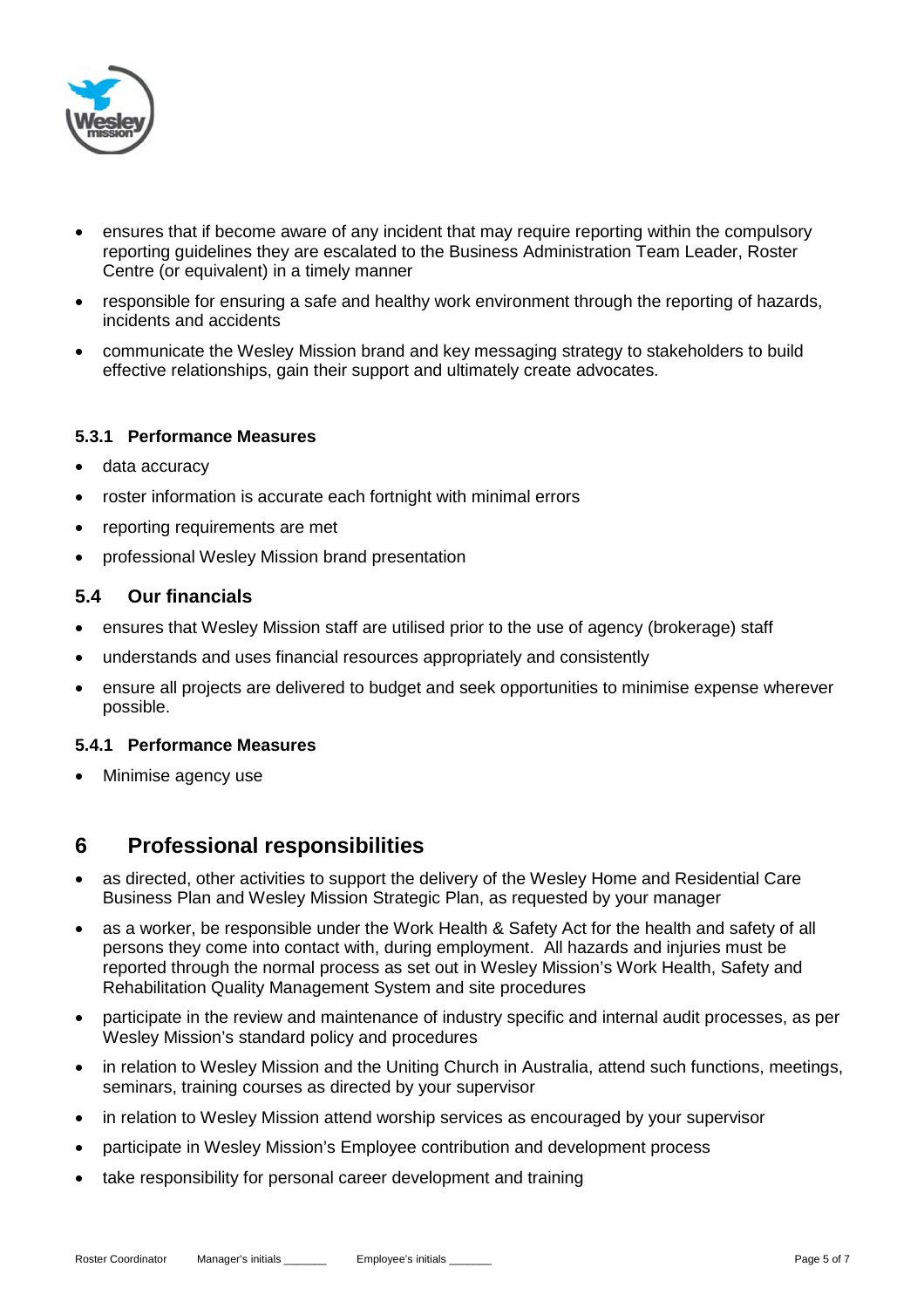- ensures that if become aware of any incident that may require reporting within the compulsory reporting guidelines they are escalated to the Business Administration Team Leader, Roster Centre (or equivalent) in a timely manner
- responsible for ensuring a safe and healthy work environment through the reporting of hazards, incidents and accidents
- communicate the Wesley Mission brand and key messaging strategy to stakeholders to build effective relationships, gain their support and ultimately create advocates.

#### 5.3.1 Performance Measures

- data accuracy
- roster information is accurate each fortnight with minimal errors
- reporting requirements are met
- professional Wesley Mission brand presentation

### 5.4 Our financials

- ensures that Wesley Mission staff are utilised prior to the use of agency (brokerage) staff
- understands and uses financial resources appropriately and consistently
- ensure all projects are delivered to budget and seek opportunities to minimise expense wherever possible.

#### 5.4.1 Performance Measures

- Minimise agency use

## 6 Professional responsibilities

- as directed, other activities to support the delivery of the Wesley Home and Residential Care Business Plan and Wesley Mission Strategic Plan, as requested by your manager
- as a worker, be responsible under the Work Health & Safety Act for the health and safety of all persons they come into contact with, during employment. All hazards and injuries must be reported through the normal process as set out in Wesley Mission's Work Health, Safety and Rehabilitation Quality Management System and site procedures
- participate in the review and maintenance of industry specific and internal audit processes, as per Wesley Mission's standard policy and procedures
- in relation to Wesley Mission and the Uniting Church in Australia, attend such functions, meetings, seminars, training courses as directed by your supervisor
- in relation to Wesley Mission attend worship services as encouraged by your supervisor
- participate in Wesley Mission's Employee contribution and development process
- take responsibility for personal career development and training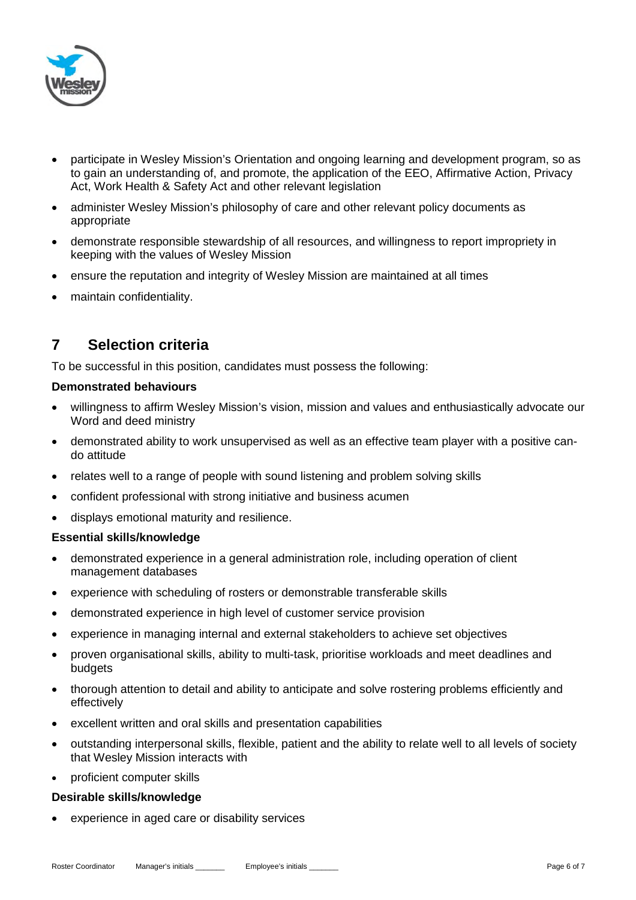- participate in Wesley Mission's Orientation and ongoing learning and development program, so as to gain an understanding of, and promote, the application of the EEO, Affirmative Action, Privacy Act, Work Health & Safety Act and other relevant legislation
- administer Wesley Mission's philosophy of care and other relevant policy documents as appropriate
- demonstrate responsible stewardship of all resources, and willingness to report impropriety in keeping with the values of Wesley Mission
- ensure the reputation and integrity of Wesley Mission are maintained at all times
- maintain confidentiality.

## 7 Selection criteria

To be successful in this position, candidates must possess the following:

**Demonstrated behaviours**

- willingness to affirm Wesley Mission's vision, mission and values and enthusiastically advocate our Word and deed ministry
- demonstrated ability to work unsupervised as well as an effective team player with a positive can-do attitude
- relates well to a range of people with sound listening and problem solving skills
- confident professional with strong initiative and business acumen
- displays emotional maturity and resilience.

**Essential skills/knowledge**

- demonstrated experience in a general administration role, including operation of client management databases
- experience with scheduling of rosters or demonstrable transferable skills
- demonstrated experience in high level of customer service provision
- experience in managing internal and external stakeholders to achieve set objectives
- proven organisational skills, ability to multi-task, prioritise workloads and meet deadlines and budgets
- thorough attention to detail and ability to anticipate and solve rostering problems efficiently and effectively
- excellent written and oral skills and presentation capabilities
- outstanding interpersonal skills, flexible, patient and the ability to relate well to all levels of society that Wesley Mission interacts with
- proficient computer skills

**Desirable skills/knowledge**

- experience in aged care or disability services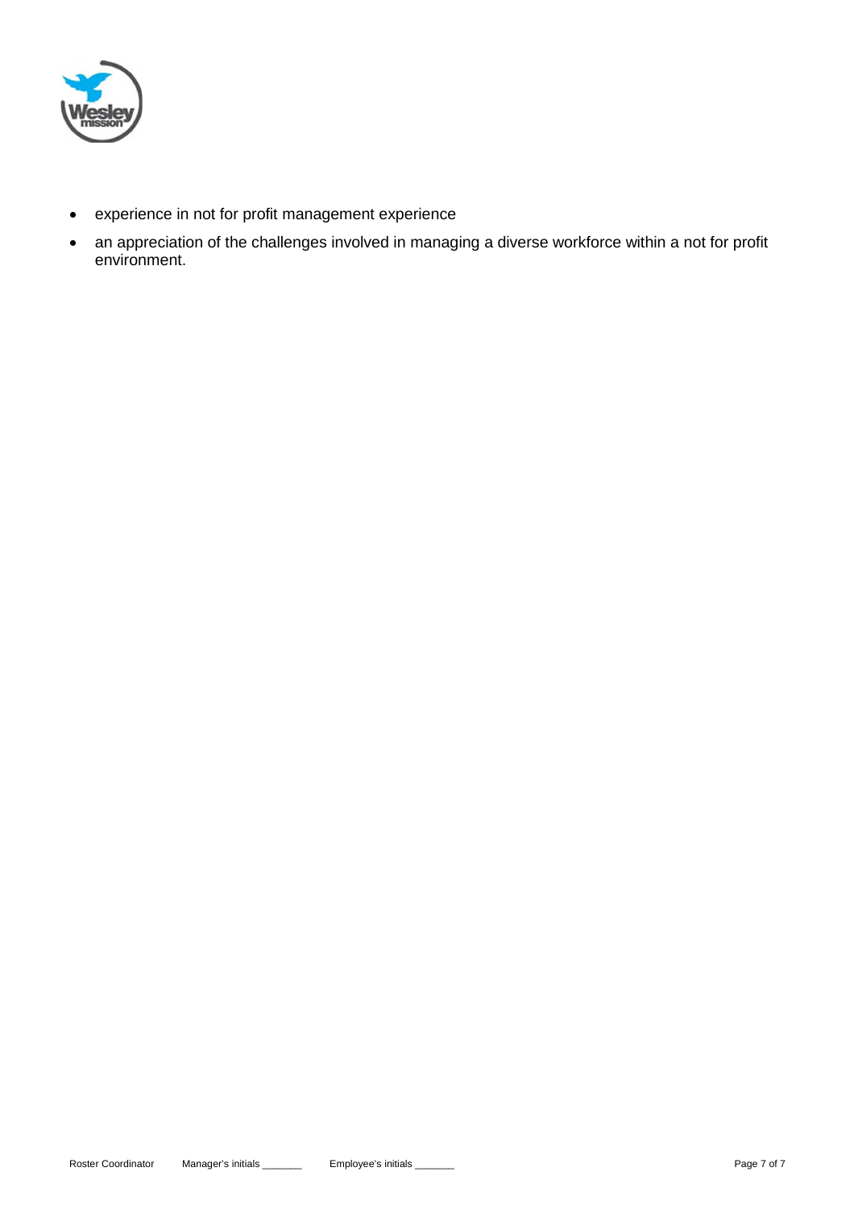- experience in not for profit management experience
- an appreciation of the challenges involved in managing a diverse workforce within a not for profit environment.